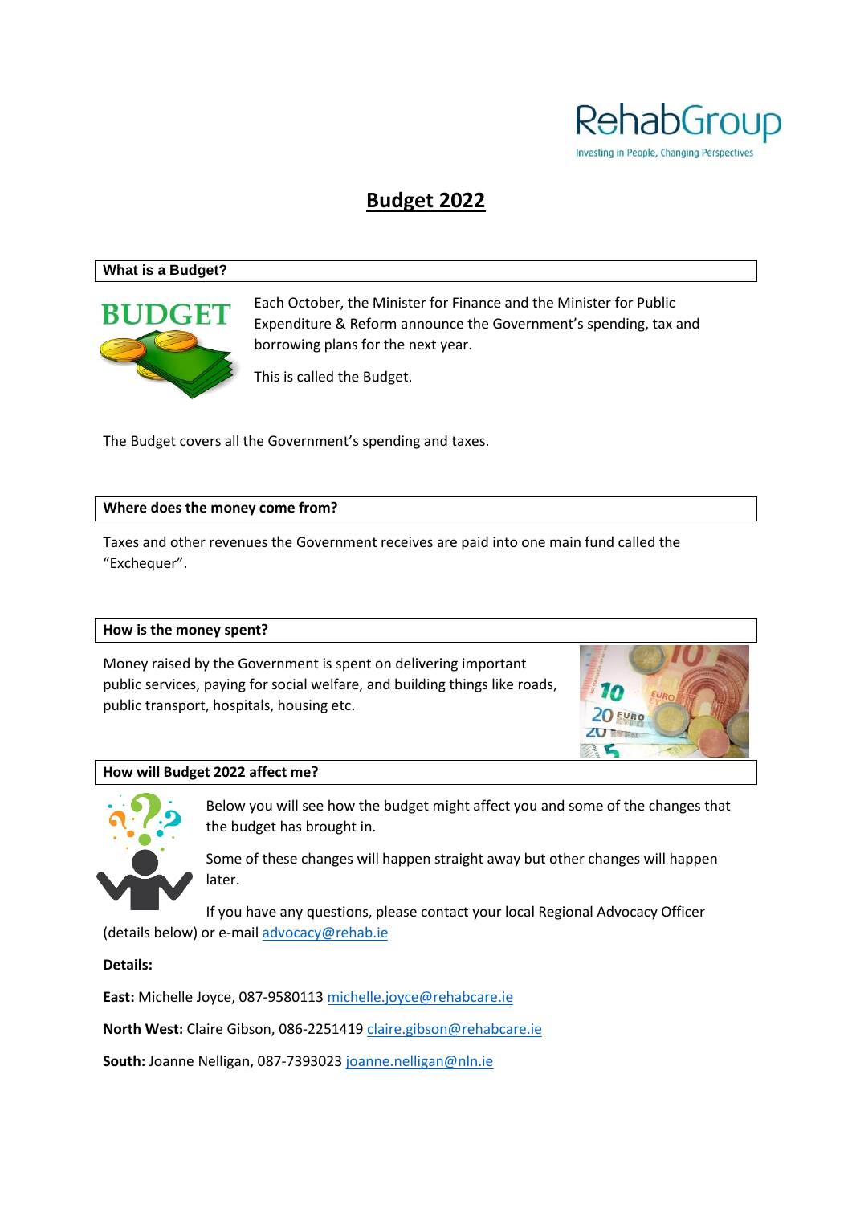# Budget 2022

## What is a Budget?

Each October, the Minister for Finance and the Minister for Public Expenditure & Reform announce the Government's spending, tax and borrowing plans for the next year.

This is called the Budget.

The Budget covers all the Government's spending and taxes.

## Where does the money come from?

Taxes and other revenues the Government receives are paid into one main fund called the "Exchequer".

## How is the money spent?

Money raised by the Government is spent on delivering important public services, paying for social welfare, and building things like roads, public transport, hospitals, housing etc.

## How will Budget 2022 affect me?

Below you will see how the budget might affect you and some of the changes that the budget has brought in.

Some of these changes will happen straight away but other changes will happen later.

If you have any questions, please contact your local Regional Advocacy Officer (details below) or e-mail advocacy@rehab.ie

**Details:**

**East:** Michelle Joyce, 087-9580113 michelle.joyce@rehabcare.ie

**North West:** Claire Gibson, 086-2251419 claire.gibson@rehabcare.ie

**South:** Joanne Nelligan, 087-7393023 joanne.nelligan@nln.ie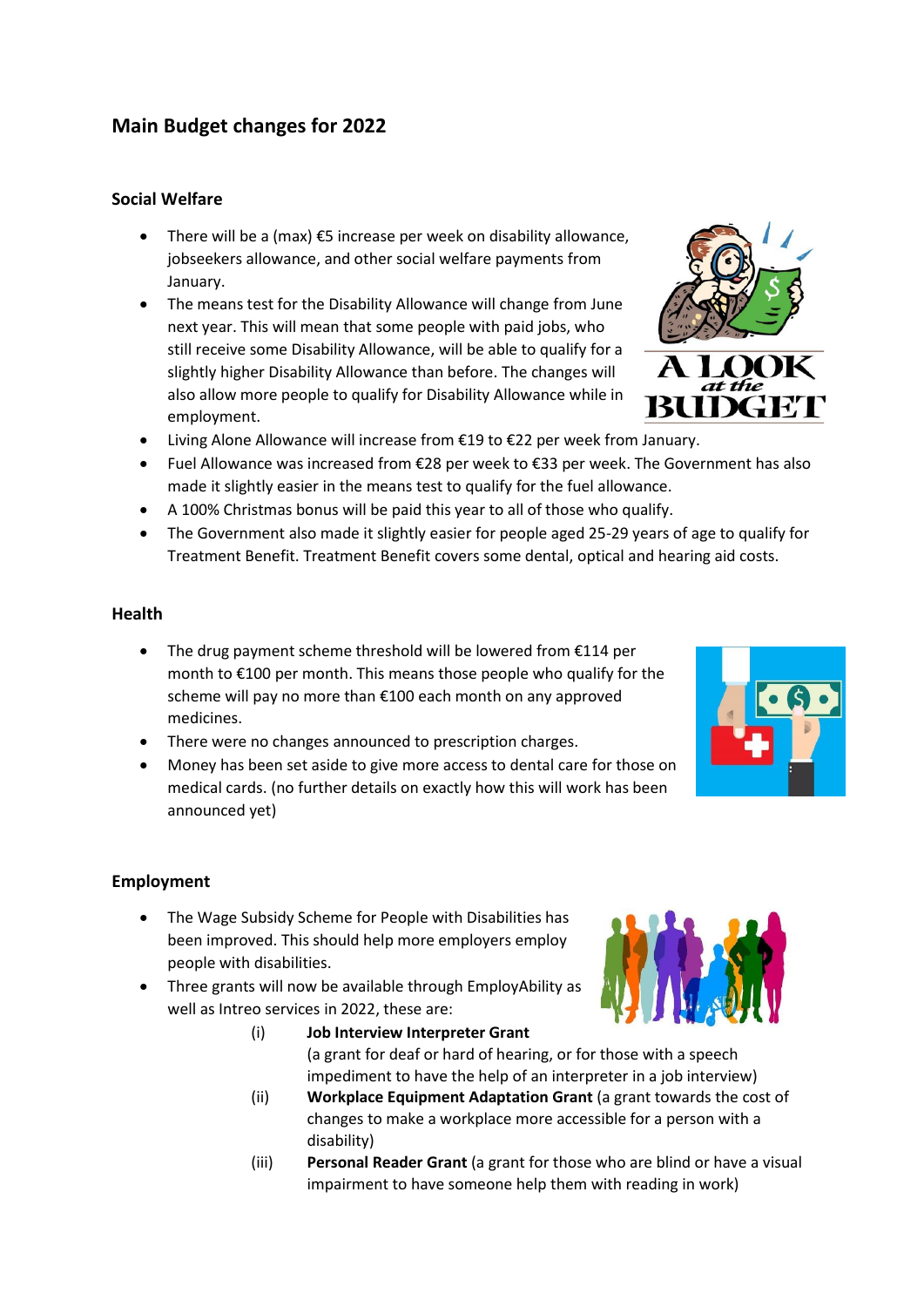# Main Budget changes for 2022

## Social Welfare

- There will be a (max) €5 increase per week on disability allowance, jobseekers allowance, and other social welfare payments from January.
- The means test for the Disability Allowance will change from June next year. This will mean that some people with paid jobs, who still receive some Disability Allowance, will be able to qualify for a slightly higher Disability Allowance than before. The changes will also allow more people to qualify for Disability Allowance while in employment.
- Living Alone Allowance will increase from €19 to €22 per week from January.
- Fuel Allowance was increased from €28 per week to €33 per week. The Government has also made it slightly easier in the means test to qualify for the fuel allowance.
- A 100% Christmas bonus will be paid this year to all of those who qualify.
- The Government also made it slightly easier for people aged 25-29 years of age to qualify for Treatment Benefit. Treatment Benefit covers some dental, optical and hearing aid costs.

## Health

- The drug payment scheme threshold will be lowered from €114 per month to €100 per month. This means those people who qualify for the scheme will pay no more than €100 each month on any approved medicines.
- There were no changes announced to prescription charges.
- Money has been set aside to give more access to dental care for those on medical cards. (no further details on exactly how this will work has been announced yet)

## Employment

- The Wage Subsidy Scheme for People with Disabilities has been improved. This should help more employers employ people with disabilities.
- Three grants will now be available through EmployAbility as well as Intreo services in 2022, these are:
  - (i) **Job Interview Interpreter Grant** (a grant for deaf or hard of hearing, or for those with a speech impediment to have the help of an interpreter in a job interview)
  - (ii) **Workplace Equipment Adaptation Grant** (a grant towards the cost of changes to make a workplace more accessible for a person with a disability)
  - (iii) **Personal Reader Grant** (a grant for those who are blind or have a visual impairment to have someone help them with reading in work)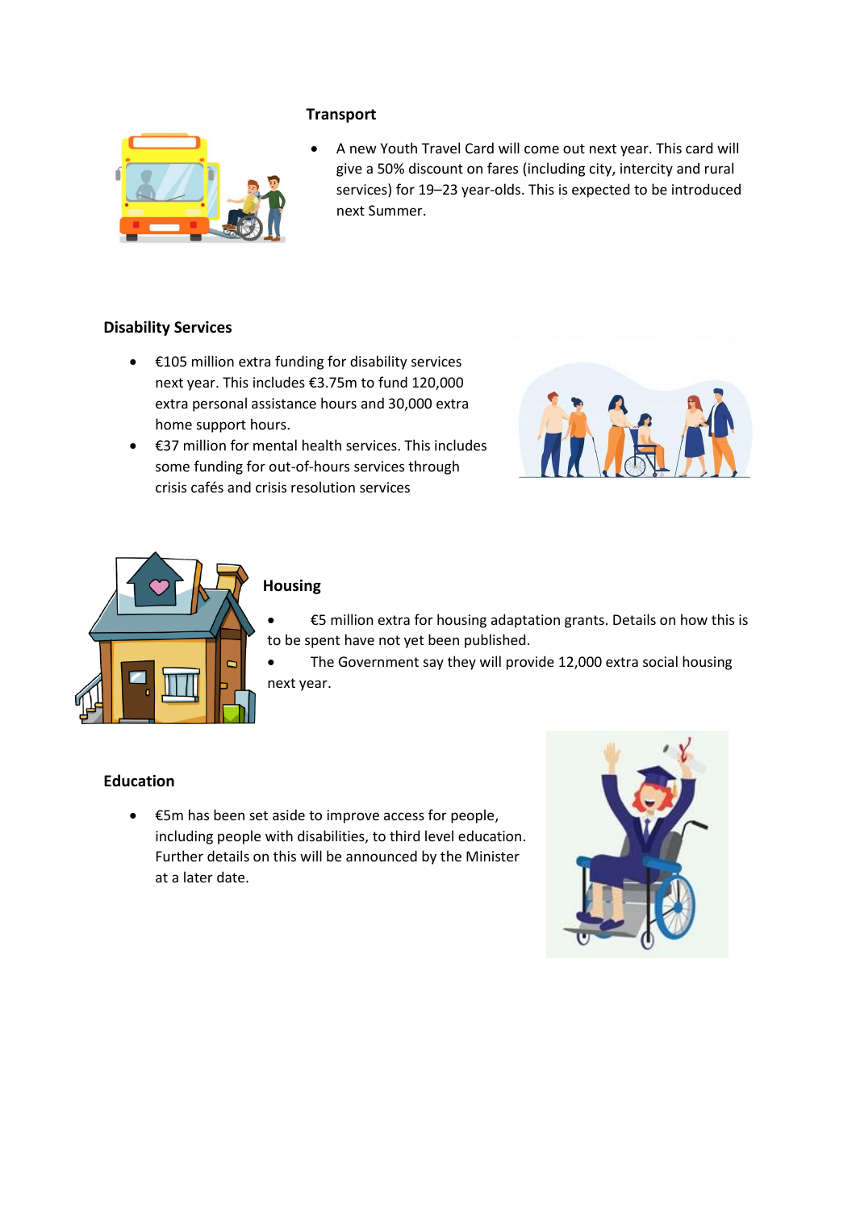## Transport

- A new Youth Travel Card will come out next year. This card will give a 50% discount on fares (including city, intercity and rural services) for 19–23 year-olds. This is expected to be introduced next Summer.

## Disability Services

- €105 million extra funding for disability services next year. This includes €3.75m to fund 120,000 extra personal assistance hours and 30,000 extra home support hours.
- €37 million for mental health services. This includes some funding for out-of-hours services through crisis cafés and crisis resolution services

## Housing

- €5 million extra for housing adaptation grants. Details on how this is to be spent have not yet been published.
- The Government say they will provide 12,000 extra social housing next year.

## Education

- €5m has been set aside to improve access for people, including people with disabilities, to third level education. Further details on this will be announced by the Minister at a later date.